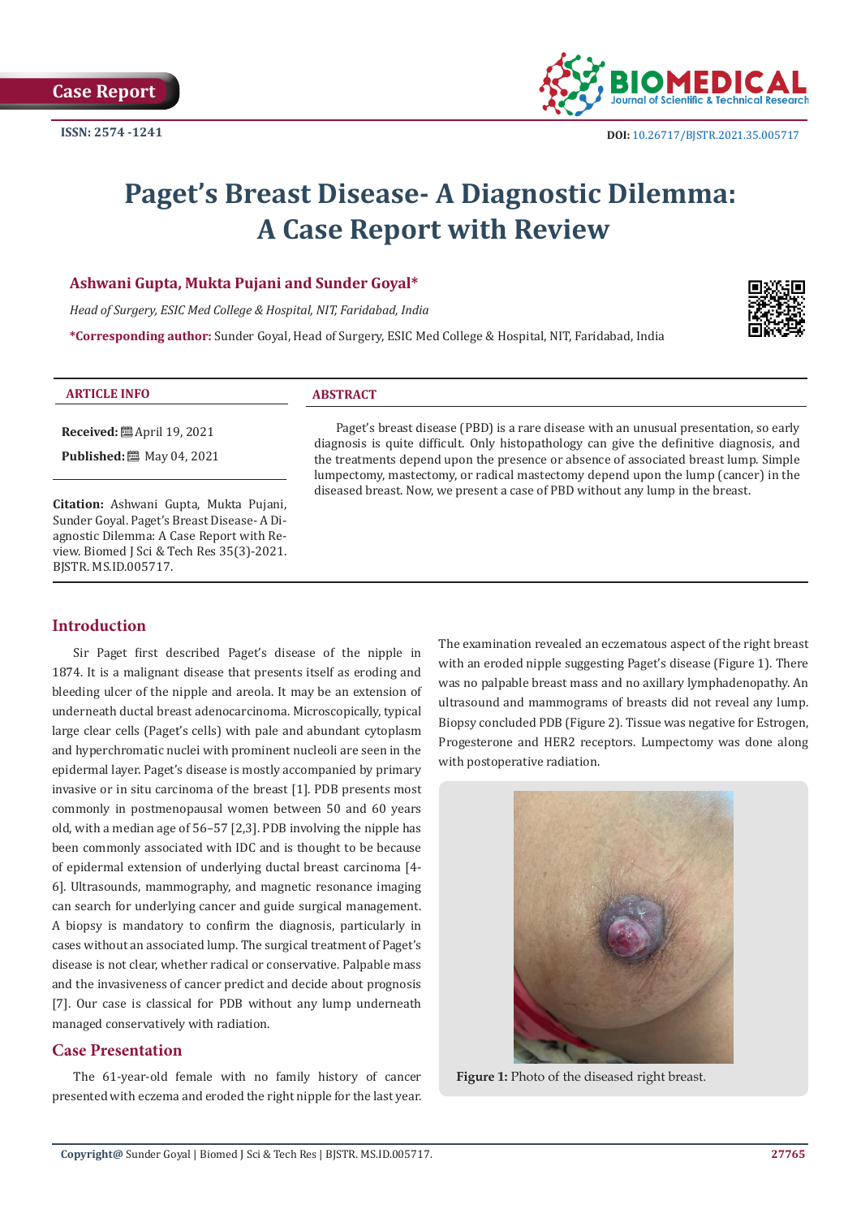Case Report

ISSN: 2574 -1241

DOI: 10.26717/BJSTR.2021.35.005717

# Paget's Breast Disease- A Diagnostic Dilemma: A Case Report with Review

**Ashwani Gupta, Mukta Pujani and Sunder Goyal***

*Head of Surgery, ESIC Med College & Hospital, NIT, Faridabad, India*

***Corresponding author:** Sunder Goyal, Head of Surgery, ESIC Med College & Hospital, NIT, Faridabad, India

**ARTICLE INFO**

**Received:** April 19, 2021

**Published:** May 04, 2021

**Citation:** Ashwani Gupta, Mukta Pujani, Sunder Goyal. Paget's Breast Disease- A Diagnostic Dilemma: A Case Report with Review. Biomed J Sci & Tech Res 35(3)-2021. BJSTR. MS.ID.005717.

**ABSTRACT**

Paget's breast disease (PBD) is a rare disease with an unusual presentation, so early diagnosis is quite difficult. Only histopathology can give the definitive diagnosis, and the treatments depend upon the presence or absence of associated breast lump. Simple lumpectomy, mastectomy, or radical mastectomy depend upon the lump (cancer) in the diseased breast. Now, we present a case of PBD without any lump in the breast.

## Introduction

Sir Paget first described Paget's disease of the nipple in 1874. It is a malignant disease that presents itself as eroding and bleeding ulcer of the nipple and areola. It may be an extension of underneath ductal breast adenocarcinoma. Microscopically, typical large clear cells (Paget's cells) with pale and abundant cytoplasm and hyperchromatic nuclei with prominent nucleoli are seen in the epidermal layer. Paget's disease is mostly accompanied by primary invasive or in situ carcinoma of the breast [1]. PDB presents most commonly in postmenopausal women between 50 and 60 years old, with a median age of 56–57 [2,3]. PDB involving the nipple has been commonly associated with IDC and is thought to be because of epidermal extension of underlying ductal breast carcinoma [4-6]. Ultrasounds, mammography, and magnetic resonance imaging can search for underlying cancer and guide surgical management. A biopsy is mandatory to confirm the diagnosis, particularly in cases without an associated lump. The surgical treatment of Paget's disease is not clear, whether radical or conservative. Palpable mass and the invasiveness of cancer predict and decide about prognosis [7]. Our case is classical for PDB without any lump underneath managed conservatively with radiation.

## Case Presentation

The 61-year-old female with no family history of cancer presented with eczema and eroded the right nipple for the last year. The examination revealed an eczematous aspect of the right breast with an eroded nipple suggesting Paget's disease (Figure 1). There was no palpable breast mass and no axillary lymphadenopathy. An ultrasound and mammograms of breasts did not reveal any lump. Biopsy concluded PDB (Figure 2). Tissue was negative for Estrogen, Progesterone and HER2 receptors. Lumpectomy was done along with postoperative radiation.

**Figure 1:** Photo of the diseased right breast.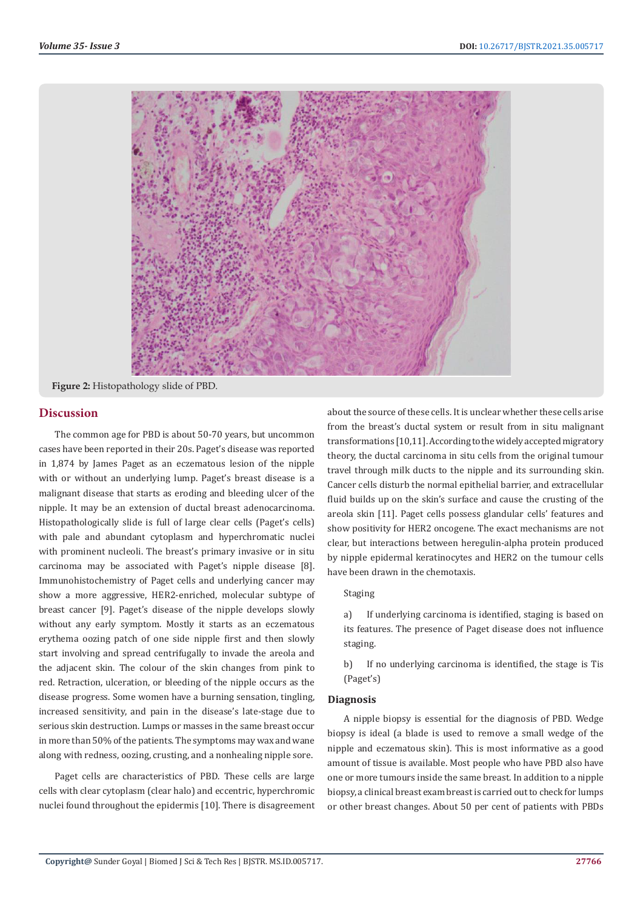**Figure 2:** Histopathology slide of PBD.

## Discussion

The common age for PBD is about 50-70 years, but uncommon cases have been reported in their 20s. Paget's disease was reported in 1,874 by James Paget as an eczematous lesion of the nipple with or without an underlying lump. Paget's breast disease is a malignant disease that starts as eroding and bleeding ulcer of the nipple. It may be an extension of ductal breast adenocarcinoma. Histopathologically slide is full of large clear cells (Paget's cells) with pale and abundant cytoplasm and hyperchromatic nuclei with prominent nucleoli. The breast's primary invasive or in situ carcinoma may be associated with Paget's nipple disease [8]. Immunohistochemistry of Paget cells and underlying cancer may show a more aggressive, HER2-enriched, molecular subtype of breast cancer [9]. Paget's disease of the nipple develops slowly without any early symptom. Mostly it starts as an eczematous erythema oozing patch of one side nipple first and then slowly start involving and spread centrifugally to invade the areola and the adjacent skin. The colour of the skin changes from pink to red. Retraction, ulceration, or bleeding of the nipple occurs as the disease progress. Some women have a burning sensation, tingling, increased sensitivity, and pain in the disease's late-stage due to serious skin destruction. Lumps or masses in the same breast occur in more than 50% of the patients. The symptoms may wax and wane along with redness, oozing, crusting, and a nonhealing nipple sore.

Paget cells are characteristics of PBD. These cells are large cells with clear cytoplasm (clear halo) and eccentric, hyperchromic nuclei found throughout the epidermis [10]. There is disagreement about the source of these cells. It is unclear whether these cells arise from the breast's ductal system or result from in situ malignant transformations [10,11]. According to the widely accepted migratory theory, the ductal carcinoma in situ cells from the original tumour travel through milk ducts to the nipple and its surrounding skin. Cancer cells disturb the normal epithelial barrier, and extracellular fluid builds up on the skin's surface and cause the crusting of the areola skin [11]. Paget cells possess glandular cells' features and show positivity for HER2 oncogene. The exact mechanisms are not clear, but interactions between heregulin-alpha protein produced by nipple epidermal keratinocytes and HER2 on the tumour cells have been drawn in the chemotaxis.

Staging

a) If underlying carcinoma is identified, staging is based on its features. The presence of Paget disease does not influence staging.

b) If no underlying carcinoma is identified, the stage is Tis (Paget's)

### Diagnosis

A nipple biopsy is essential for the diagnosis of PBD. Wedge biopsy is ideal (a blade is used to remove a small wedge of the nipple and eczematous skin). This is most informative as a good amount of tissue is available. Most people who have PBD also have one or more tumours inside the same breast. In addition to a nipple biopsy, a clinical breast exam breast is carried out to check for lumps or other breast changes. About 50 per cent of patients with PBDs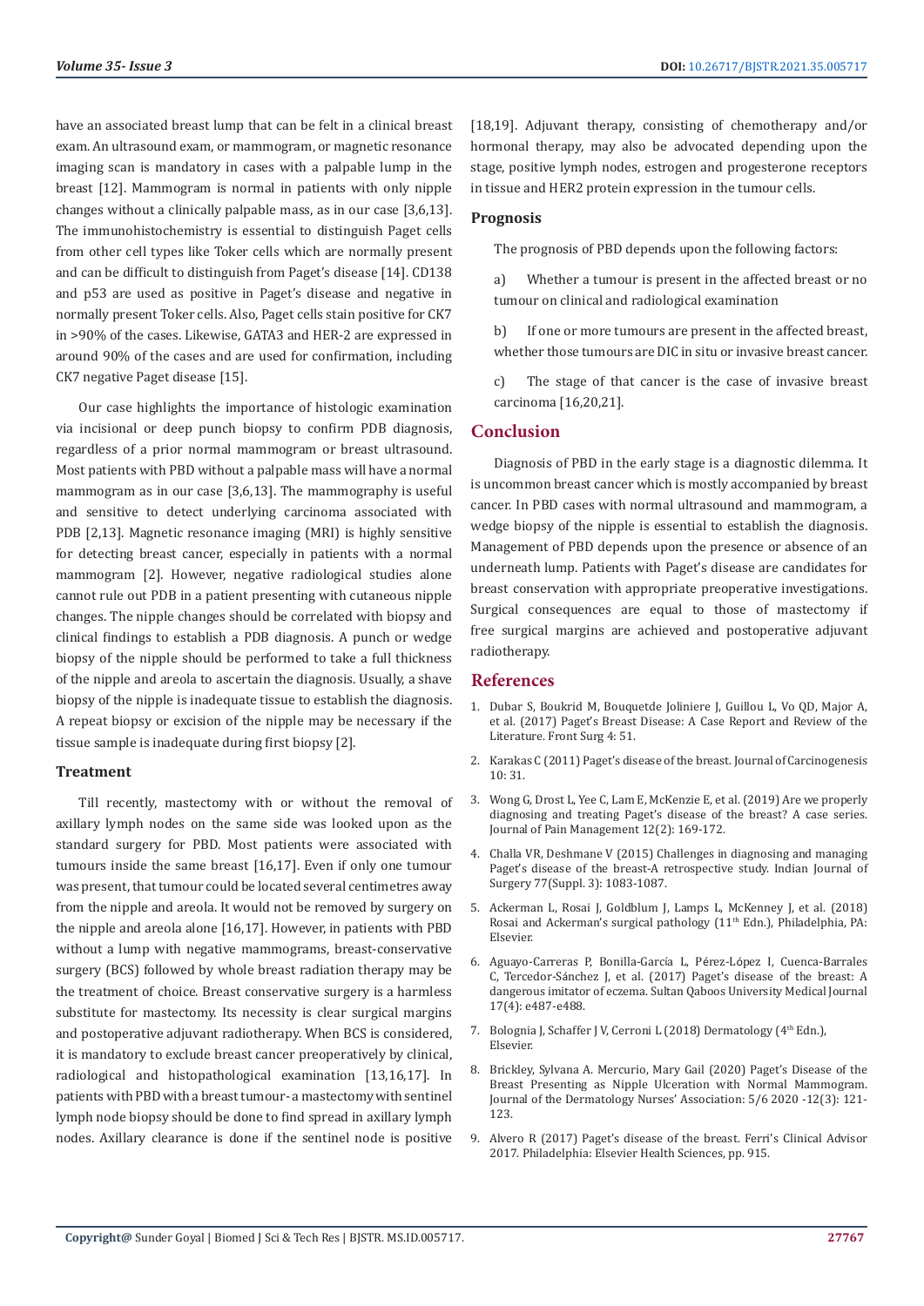have an associated breast lump that can be felt in a clinical breast exam. An ultrasound exam, or mammogram, or magnetic resonance imaging scan is mandatory in cases with a palpable lump in the breast [12]. Mammogram is normal in patients with only nipple changes without a clinically palpable mass, as in our case [3,6,13]. The immunohistochemistry is essential to distinguish Paget cells from other cell types like Toker cells which are normally present and can be difficult to distinguish from Paget's disease [14]. CD138 and p53 are used as positive in Paget's disease and negative in normally present Toker cells. Also, Paget cells stain positive for CK7 in >90% of the cases. Likewise, GATA3 and HER-2 are expressed in around 90% of the cases and are used for confirmation, including CK7 negative Paget disease [15].

Our case highlights the importance of histologic examination via incisional or deep punch biopsy to confirm PDB diagnosis, regardless of a prior normal mammogram or breast ultrasound. Most patients with PBD without a palpable mass will have a normal mammogram as in our case [3,6,13]. The mammography is useful and sensitive to detect underlying carcinoma associated with PDB [2,13]. Magnetic resonance imaging (MRI) is highly sensitive for detecting breast cancer, especially in patients with a normal mammogram [2]. However, negative radiological studies alone cannot rule out PDB in a patient presenting with cutaneous nipple changes. The nipple changes should be correlated with biopsy and clinical findings to establish a PDB diagnosis. A punch or wedge biopsy of the nipple should be performed to take a full thickness of the nipple and areola to ascertain the diagnosis. Usually, a shave biopsy of the nipple is inadequate tissue to establish the diagnosis. A repeat biopsy or excision of the nipple may be necessary if the tissue sample is inadequate during first biopsy [2].

### Treatment

Till recently, mastectomy with or without the removal of axillary lymph nodes on the same side was looked upon as the standard surgery for PBD. Most patients were associated with tumours inside the same breast [16,17]. Even if only one tumour was present, that tumour could be located several centimetres away from the nipple and areola. It would not be removed by surgery on the nipple and areola alone [16,17]. However, in patients with PBD without a lump with negative mammograms, breast-conservative surgery (BCS) followed by whole breast radiation therapy may be the treatment of choice. Breast conservative surgery is a harmless substitute for mastectomy. Its necessity is clear surgical margins and postoperative adjuvant radiotherapy. When BCS is considered, it is mandatory to exclude breast cancer preoperatively by clinical, radiological and histopathological examination [13,16,17]. In patients with PBD with a breast tumour- a mastectomy with sentinel lymph node biopsy should be done to find spread in axillary lymph nodes. Axillary clearance is done if the sentinel node is positive [18,19]. Adjuvant therapy, consisting of chemotherapy and/or hormonal therapy, may also be advocated depending upon the stage, positive lymph nodes, estrogen and progesterone receptors in tissue and HER2 protein expression in the tumour cells.

### Prognosis

The prognosis of PBD depends upon the following factors:

a) Whether a tumour is present in the affected breast or no tumour on clinical and radiological examination

b) If one or more tumours are present in the affected breast, whether those tumours are DIC in situ or invasive breast cancer.

c) The stage of that cancer is the case of invasive breast carcinoma [16,20,21].

## Conclusion

Diagnosis of PBD in the early stage is a diagnostic dilemma. It is uncommon breast cancer which is mostly accompanied by breast cancer. In PBD cases with normal ultrasound and mammogram, a wedge biopsy of the nipple is essential to establish the diagnosis. Management of PBD depends upon the presence or absence of an underneath lump. Patients with Paget's disease are candidates for breast conservation with appropriate preoperative investigations. Surgical consequences are equal to those of mastectomy if free surgical margins are achieved and postoperative adjuvant radiotherapy.

## References

1. Dubar S, Boukrid M, Bouquetde Joliniere J, Guillou L, Vo QD, Major A, et al. (2017) Paget's Breast Disease: A Case Report and Review of the Literature. Front Surg 4: 51.
2. Karakas C (2011) Paget's disease of the breast. Journal of Carcinogenesis 10: 31.
3. Wong G, Drost L, Yee C, Lam E, McKenzie E, et al. (2019) Are we properly diagnosing and treating Paget's disease of the breast? A case series. Journal of Pain Management 12(2): 169-172.
4. Challa VR, Deshmane V (2015) Challenges in diagnosing and managing Paget's disease of the breast-A retrospective study. Indian Journal of Surgery 77(Suppl. 3): 1083-1087.
5. Ackerman L, Rosai J, Goldblum J, Lamps L, McKenney J, et al. (2018) Rosai and Ackerman's surgical pathology (11th Edn.), Philadelphia, PA: Elsevier.
6. Aguayo-Carreras P, Bonilla-García L, Pérez-López I, Cuenca-Barrales C, Tercedor-Sánchez J, et al. (2017) Paget's disease of the breast: A dangerous imitator of eczema. Sultan Qaboos University Medical Journal 17(4): e487-e488.
7. Bolognia J, Schaffer J V, Cerroni L (2018) Dermatology (4th Edn.), Elsevier.
8. Brickley, Sylvana A. Mercurio, Mary Gail (2020) Paget's Disease of the Breast Presenting as Nipple Ulceration with Normal Mammogram. Journal of the Dermatology Nurses' Association: 5/6 2020 -12(3): 121-123.
9. Alvero R (2017) Paget's disease of the breast. Ferri's Clinical Advisor 2017. Philadelphia: Elsevier Health Sciences, pp. 915.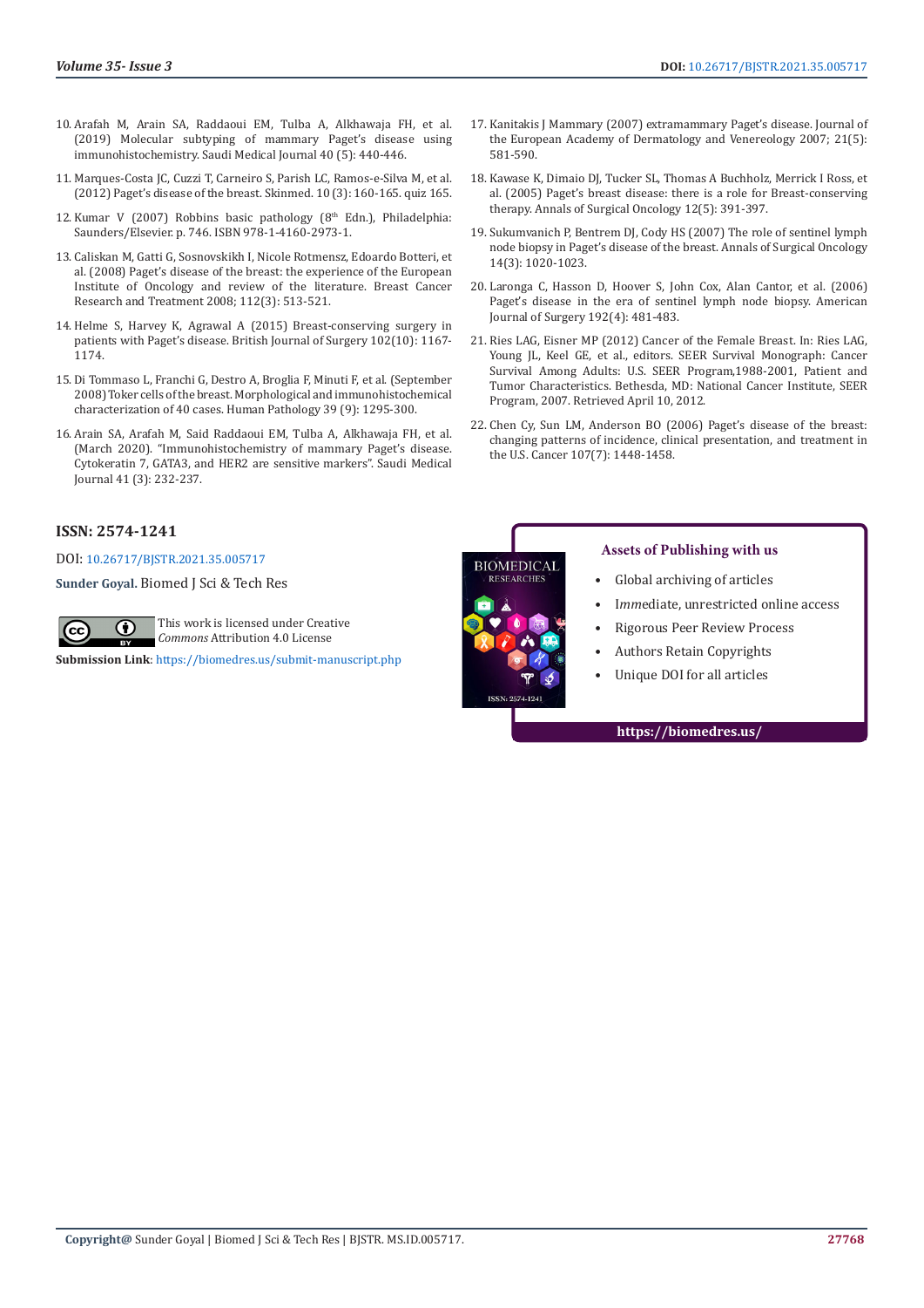10. Arafah M, Arain SA, Raddaoui EM, Tulba A, Alkhawaja FH, et al. (2019) Molecular subtyping of mammary Paget's disease using immunohistochemistry. Saudi Medical Journal 40 (5): 440-446.
11. Marques-Costa JC, Cuzzi T, Carneiro S, Parish LC, Ramos-e-Silva M, et al. (2012) Paget's disease of the breast. Skinmed. 10 (3): 160-165. quiz 165.
12. Kumar V (2007) Robbins basic pathology (8th Edn.), Philadelphia: Saunders/Elsevier. p. 746. ISBN 978-1-4160-2973-1.
13. Caliskan M, Gatti G, Sosnovskikh I, Nicole Rotmensz, Edoardo Botteri, et al. (2008) Paget's disease of the breast: the experience of the European Institute of Oncology and review of the literature. Breast Cancer Research and Treatment 2008; 112(3): 513-521.
14. Helme S, Harvey K, Agrawal A (2015) Breast-conserving surgery in patients with Paget's disease. British Journal of Surgery 102(10): 1167-1174.
15. Di Tommaso L, Franchi G, Destro A, Broglia F, Minuti F, et al. (September 2008) Toker cells of the breast. Morphological and immunohistochemical characterization of 40 cases. Human Pathology 39 (9): 1295-300.
16. Arain SA, Arafah M, Said Raddaoui EM, Tulba A, Alkhawaja FH, et al. (March 2020). "Immunohistochemistry of mammary Paget's disease. Cytokeratin 7, GATA3, and HER2 are sensitive markers". Saudi Medical Journal 41 (3): 232-237.
17. Kanitakis J Mammary (2007) extramammary Paget's disease. Journal of the European Academy of Dermatology and Venereology 2007; 21(5): 581-590.
18. Kawase K, Dimaio DJ, Tucker SL, Thomas A Buchholz, Merrick I Ross, et al. (2005) Paget's breast disease: there is a role for Breast-conserving therapy. Annals of Surgical Oncology 12(5): 391-397.
19. Sukumvanich P, Bentrem DJ, Cody HS (2007) The role of sentinel lymph node biopsy in Paget's disease of the breast. Annals of Surgical Oncology 14(3): 1020-1023.
20. Laronga C, Hasson D, Hoover S, John Cox, Alan Cantor, et al. (2006) Paget's disease in the era of sentinel lymph node biopsy. American Journal of Surgery 192(4): 481-483.
21. Ries LAG, Eisner MP (2012) Cancer of the Female Breast. In: Ries LAG, Young JL, Keel GE, et al., editors. SEER Survival Monograph: Cancer Survival Among Adults: U.S. SEER Program,1988-2001, Patient and Tumor Characteristics. Bethesda, MD: National Cancer Institute, SEER Program, 2007. Retrieved April 10, 2012.
22. Chen Cy, Sun LM, Anderson BO (2006) Paget's disease of the breast: changing patterns of incidence, clinical presentation, and treatment in the U.S. Cancer 107(7): 1448-1458.

**ISSN: 2574-1241**

DOI: 10.26717/BJSTR.2021.35.005717

**Sunder Goyal.** Biomed J Sci & Tech Res

This work is licensed under Creative *Commons* Attribution 4.0 License

**Submission Link**: https://biomedres.us/submit-manuscript.php

**Assets of Publishing with us**

- Global archiving of articles
- Immediate, unrestricted online access
- Rigorous Peer Review Process
- Authors Retain Copyrights
- Unique DOI for all articles

**https://biomedres.us/**